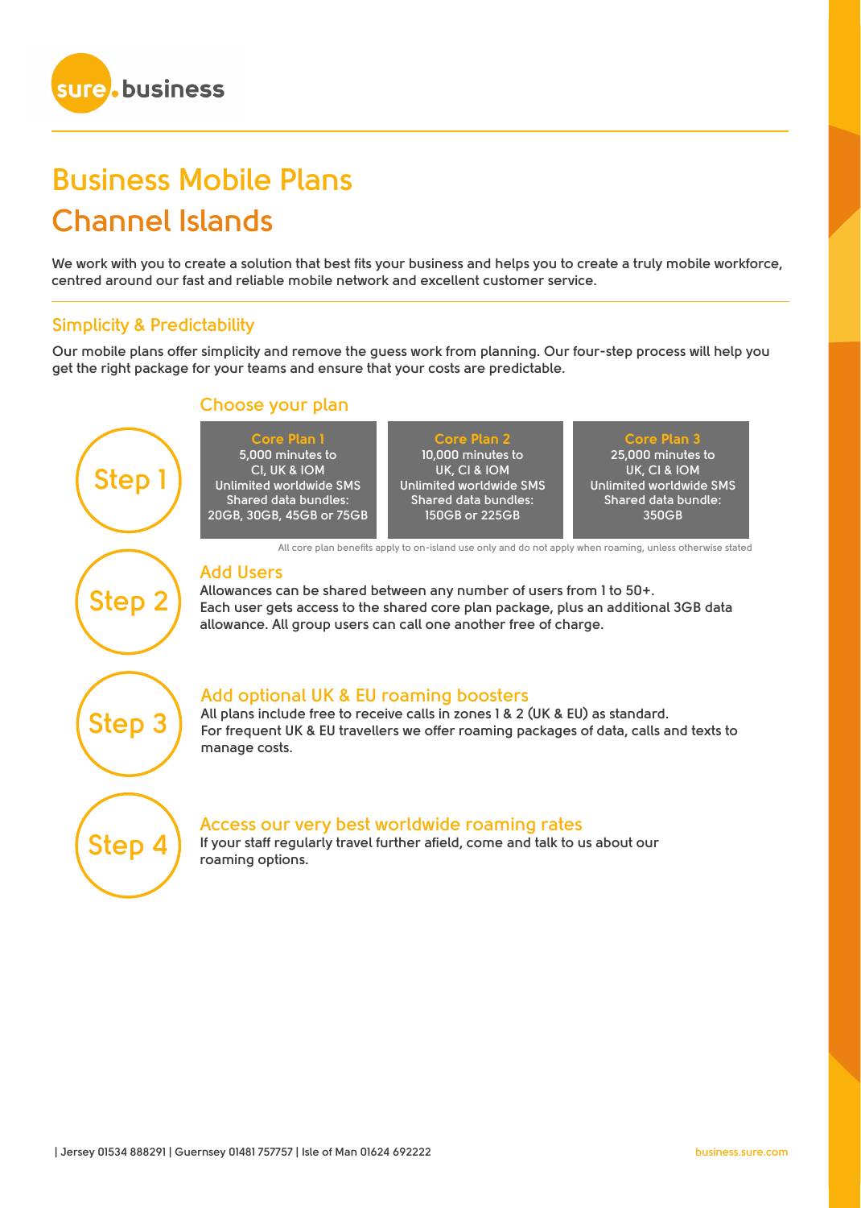sure. business

# Business Mobile Plans
# Channel Islands

We work with you to create a solution that best fits your business and helps you to create a truly mobile workforce, centred around our fast and reliable mobile network and excellent customer service.

## Simplicity & Predictability

Our mobile plans offer simplicity and remove the guess work from planning. Our four-step process will help you get the right package for your teams and ensure that your costs are predictable.

### Step 1

### Choose your plan

| Core Plan 1 | Core Plan 2 | Core Plan 3 |
|---|---|---|
| 5,000 minutes to CI, UK & IOM | 10,000 minutes to UK, CI & IOM | 25,000 minutes to UK, CI & IOM |
| Unlimited worldwide SMS | Unlimited worldwide SMS | Unlimited worldwide SMS |
| Shared data bundles: 20GB, 30GB, 45GB or 75GB | Shared data bundles: 150GB or 225GB | Shared data bundle: 350GB |

All core plan benefits apply to on-island use only and do not apply when roaming, unless otherwise stated

### Step 2

### Add Users

Allowances can be shared between any number of users from 1 to 50+.
Each user gets access to the shared core plan package, plus an additional 3GB data allowance. All group users can call one another free of charge.

### Step 3

### Add optional UK & EU roaming boosters

All plans include free to receive calls in zones 1 & 2 (UK & EU) as standard.
For frequent UK & EU travellers we offer roaming packages of data, calls and texts to manage costs.

### Step 4

### Access our very best worldwide roaming rates

If your staff regularly travel further afield, come and talk to us about our roaming options.

| Jersey 01534 888291 | Guernsey 01481 757757 | Isle of Man 01624 692222

business.sure.com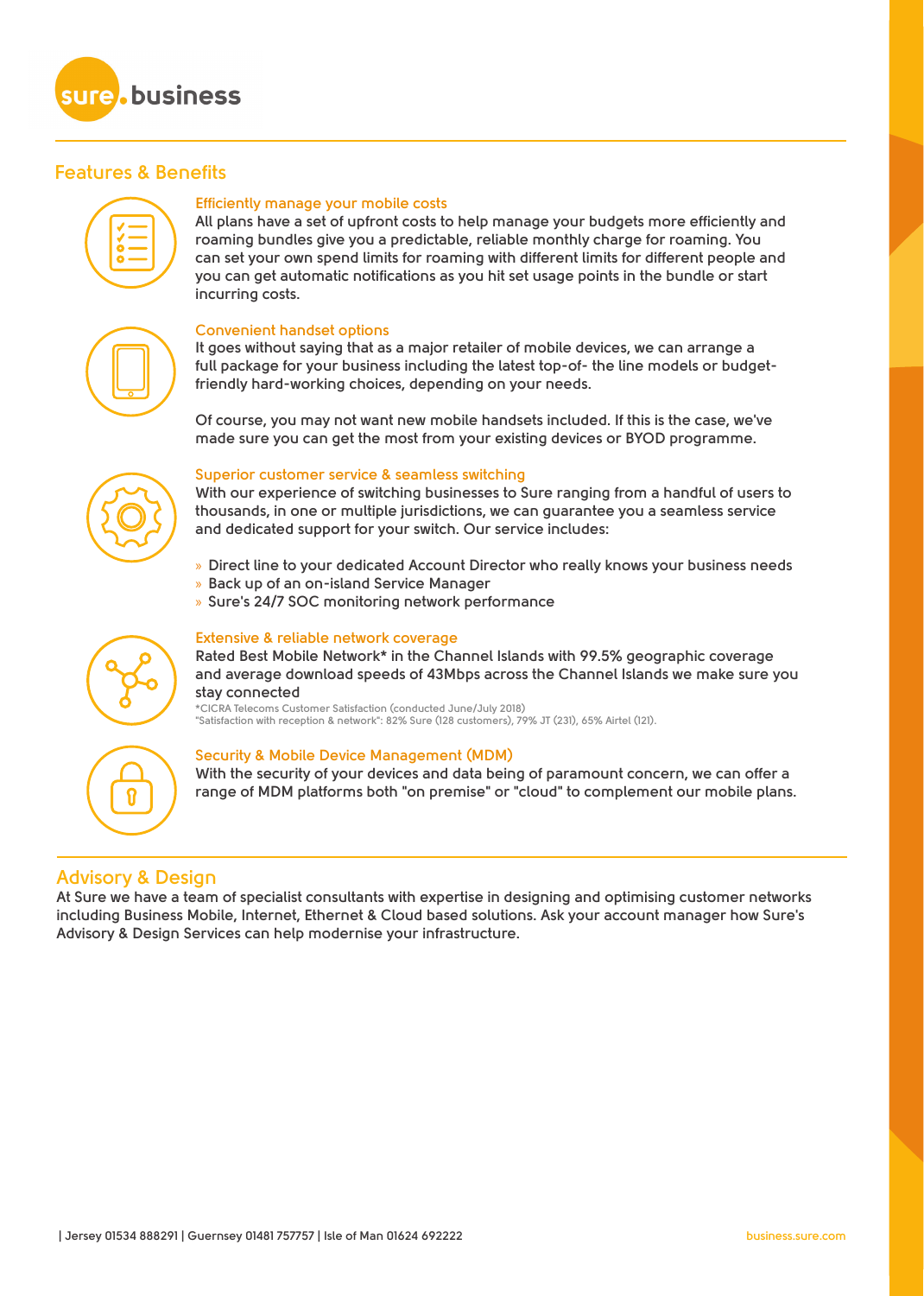## Features & Benefits

### Efficiently manage your mobile costs

All plans have a set of upfront costs to help manage your budgets more efficiently and roaming bundles give you a predictable, reliable monthly charge for roaming. You can set your own spend limits for roaming with different limits for different people and you can get automatic notifications as you hit set usage points in the bundle or start incurring costs.

### Convenient handset options

It goes without saying that as a major retailer of mobile devices, we can arrange a full package for your business including the latest top-of- the line models or budget-friendly hard-working choices, depending on your needs.

Of course, you may not want new mobile handsets included. If this is the case, we've made sure you can get the most from your existing devices or BYOD programme.

### Superior customer service & seamless switching

With our experience of switching businesses to Sure ranging from a handful of users to thousands, in one or multiple jurisdictions, we can guarantee you a seamless service and dedicated support for your switch. Our service includes:

- Direct line to your dedicated Account Director who really knows your business needs
- Back up of an on-island Service Manager
- Sure's 24/7 SOC monitoring network performance

### Extensive & reliable network coverage

Rated Best Mobile Network* in the Channel Islands with 99.5% geographic coverage and average download speeds of 43Mbps across the Channel Islands we make sure you stay connected

*CICRA Telecoms Customer Satisfaction (conducted June/July 2018)
"Satisfaction with reception & network": 82% Sure (128 customers), 79% JT (231), 65% Airtel (121).

### Security & Mobile Device Management (MDM)

With the security of your devices and data being of paramount concern, we can offer a range of MDM platforms both "on premise" or "cloud" to complement our mobile plans.

## Advisory & Design

At Sure we have a team of specialist consultants with expertise in designing and optimising customer networks including Business Mobile, Internet, Ethernet & Cloud based solutions. Ask your account manager how Sure's Advisory & Design Services can help modernise your infrastructure.

| Jersey 01534 888291 | Guernsey 01481 757757 | Isle of Man 01624 692222

business.sure.com